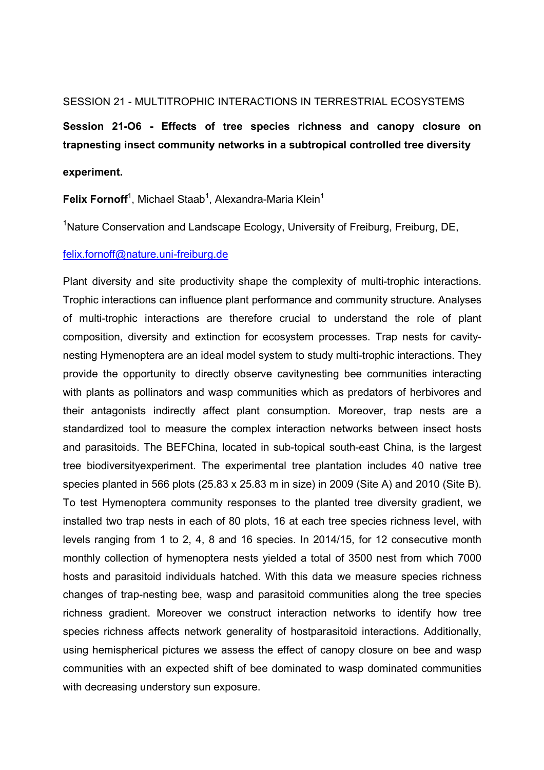SESSION 21 - MULTITROPHIC INTERACTIONS IN TERRESTRIAL ECOSYSTEMS

**Session 21-O6 - Effects of tree species richness and canopy closure on trapnesting insect community networks in a subtropical controlled tree diversity experiment.**

**Felix Fornoff**[1], Michael Staab[1], Alexandra-Maria Klein[1]

[1]Nature Conservation and Landscape Ecology, University of Freiburg, Freiburg, DE,

felix.fornoff@nature.uni-freiburg.de

Plant diversity and site productivity shape the complexity of multi-trophic interactions. Trophic interactions can influence plant performance and community structure. Analyses of multi-trophic interactions are therefore crucial to understand the role of plant composition, diversity and extinction for ecosystem processes. Trap nests for cavity-nesting Hymenoptera are an ideal model system to study multi-trophic interactions. They provide the opportunity to directly observe cavitynesting bee communities interacting with plants as pollinators and wasp communities which as predators of herbivores and their antagonists indirectly affect plant consumption. Moreover, trap nests are a standardized tool to measure the complex interaction networks between insect hosts and parasitoids. The BEFChina, located in sub-topical south-east China, is the largest tree biodiversityexperiment. The experimental tree plantation includes 40 native tree species planted in 566 plots (25.83 x 25.83 m in size) in 2009 (Site A) and 2010 (Site B). To test Hymenoptera community responses to the planted tree diversity gradient, we installed two trap nests in each of 80 plots, 16 at each tree species richness level, with levels ranging from 1 to 2, 4, 8 and 16 species. In 2014/15, for 12 consecutive month monthly collection of hymenoptera nests yielded a total of 3500 nest from which 7000 hosts and parasitoid individuals hatched. With this data we measure species richness changes of trap-nesting bee, wasp and parasitoid communities along the tree species richness gradient. Moreover we construct interaction networks to identify how tree species richness affects network generality of hostparasitoid interactions. Additionally, using hemispherical pictures we assess the effect of canopy closure on bee and wasp communities with an expected shift of bee dominated to wasp dominated communities with decreasing understory sun exposure.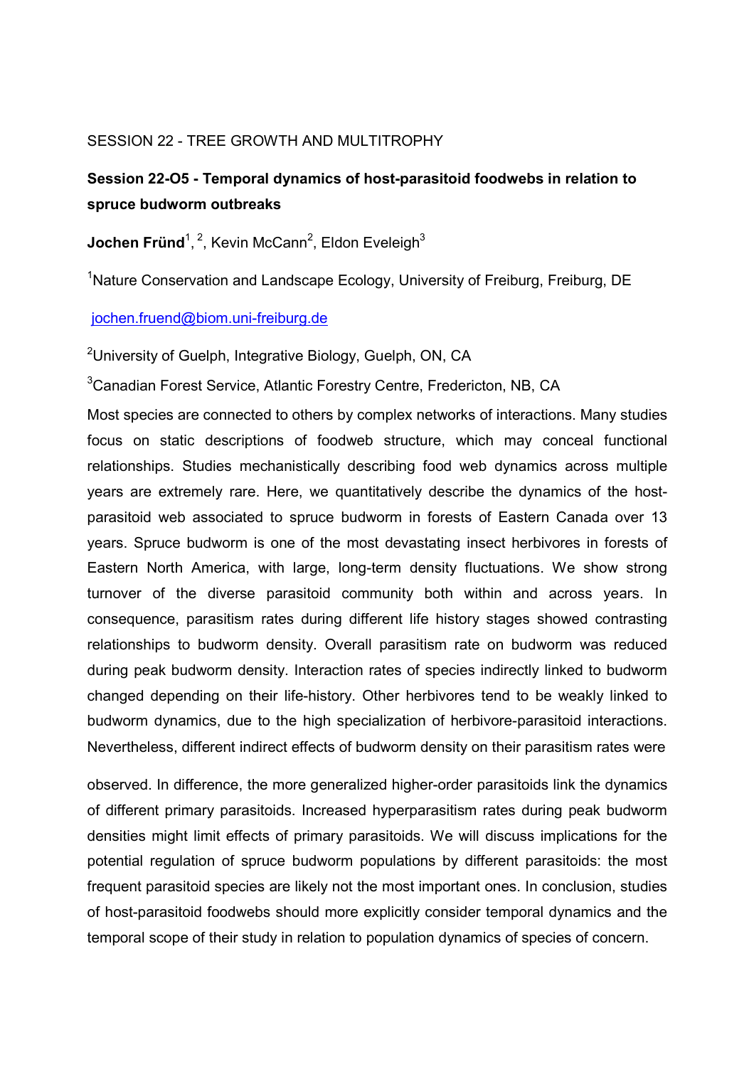SESSION 22 - TREE GROWTH AND MULTITROPHY

## Session 22-O5 - Temporal dynamics of host-parasitoid foodwebs in relation to spruce budworm outbreaks

**Jochen Fründ**[1,2], Kevin McCann[2], Eldon Eveleigh[3]

[1]Nature Conservation and Landscape Ecology, University of Freiburg, Freiburg, DE

jochen.fruend@biom.uni-freiburg.de

[2]University of Guelph, Integrative Biology, Guelph, ON, CA

[3]Canadian Forest Service, Atlantic Forestry Centre, Fredericton, NB, CA

Most species are connected to others by complex networks of interactions. Many studies focus on static descriptions of foodweb structure, which may conceal functional relationships. Studies mechanistically describing food web dynamics across multiple years are extremely rare. Here, we quantitatively describe the dynamics of the host-parasitoid web associated to spruce budworm in forests of Eastern Canada over 13 years. Spruce budworm is one of the most devastating insect herbivores in forests of Eastern North America, with large, long-term density fluctuations. We show strong turnover of the diverse parasitoid community both within and across years. In consequence, parasitism rates during different life history stages showed contrasting relationships to budworm density. Overall parasitism rate on budworm was reduced during peak budworm density. Interaction rates of species indirectly linked to budworm changed depending on their life-history. Other herbivores tend to be weakly linked to budworm dynamics, due to the high specialization of herbivore-parasitoid interactions. Nevertheless, different indirect effects of budworm density on their parasitism rates were observed. In difference, the more generalized higher-order parasitoids link the dynamics of different primary parasitoids. Increased hyperparasitism rates during peak budworm densities might limit effects of primary parasitoids. We will discuss implications for the potential regulation of spruce budworm populations by different parasitoids: the most frequent parasitoid species are likely not the most important ones. In conclusion, studies of host-parasitoid foodwebs should more explicitly consider temporal dynamics and the temporal scope of their study in relation to population dynamics of species of concern.